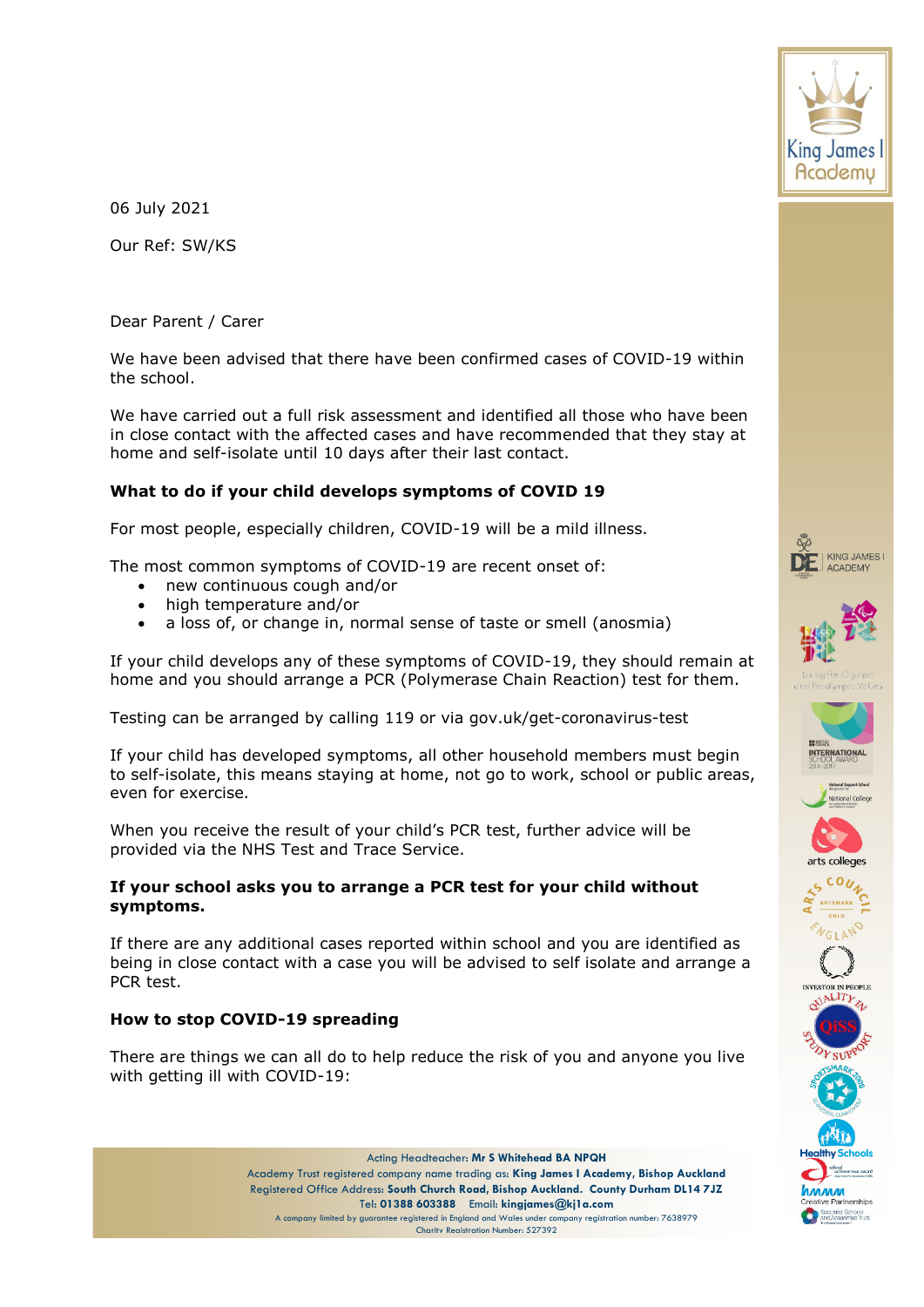06 July 2021

Our Ref: SW/KS

Dear Parent / Carer

We have been advised that there have been confirmed cases of COVID-19 within the school.

We have carried out a full risk assessment and identified all those who have been in close contact with the affected cases and have recommended that they stay at home and self-isolate until 10 days after their last contact.

**What to do if your child develops symptoms of COVID 19**

For most people, especially children, COVID-19 will be a mild illness.

The most common symptoms of COVID-19 are recent onset of:

- new continuous cough and/or
- high temperature and/or
- a loss of, or change in, normal sense of taste or smell (anosmia)

If your child develops any of these symptoms of COVID-19, they should remain at home and you should arrange a PCR (Polymerase Chain Reaction) test for them.

Testing can be arranged by calling 119 or via gov.uk/get-coronavirus-test

If your child has developed symptoms, all other household members must begin to self-isolate, this means staying at home, not go to work, school or public areas, even for exercise.

When you receive the result of your child's PCR test, further advice will be provided via the NHS Test and Trace Service.

**If your school asks you to arrange a PCR test for your child without symptoms.**

If there are any additional cases reported within school and you are identified as being in close contact with a case you will be advised to self isolate and arrange a PCR test.

**How to stop COVID-19 spreading**

There are things we can all do to help reduce the risk of you and anyone you live with getting ill with COVID-19:

Acting Headteacher: **Mr S Whitehead BA NPQH**
Academy Trust registered company name trading as: **King James I Academy, Bishop Auckland**
Registered Office Address: **South Church Road, Bishop Auckland. County Durham DL14 7JZ**
Tel: **01388 603388** Email: **kingjames@kj1a.com**
A company limited by guarantee registered in England and Wales under company registration number: 7638979
Charity Registration Number: 527392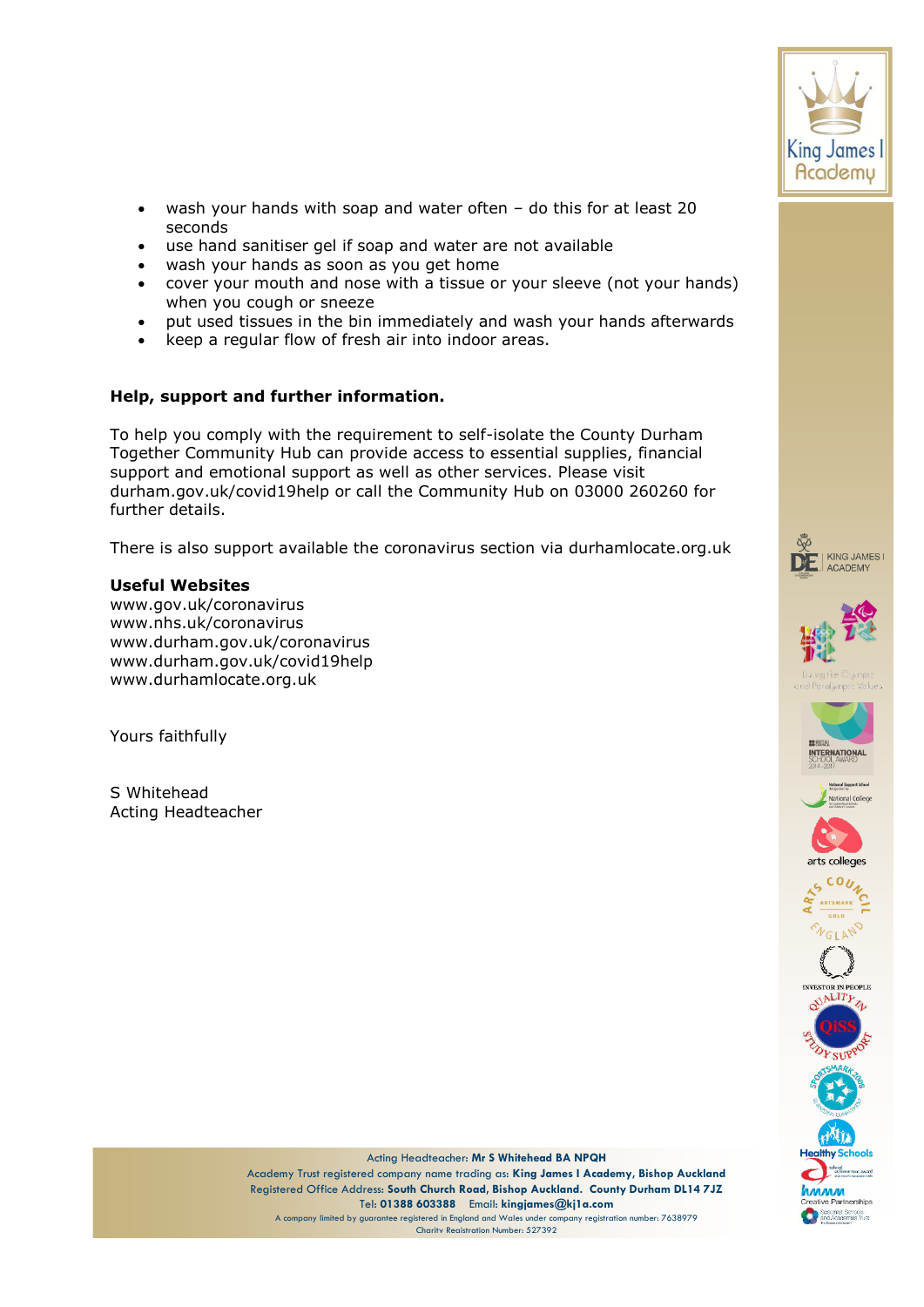- wash your hands with soap and water often – do this for at least 20 seconds
- use hand sanitiser gel if soap and water are not available
- wash your hands as soon as you get home
- cover your mouth and nose with a tissue or your sleeve (not your hands) when you cough or sneeze
- put used tissues in the bin immediately and wash your hands afterwards
- keep a regular flow of fresh air into indoor areas.

**Help, support and further information.**

To help you comply with the requirement to self-isolate the County Durham Together Community Hub can provide access to essential supplies, financial support and emotional support as well as other services. Please visit durham.gov.uk/covid19help or call the Community Hub on 03000 260260 for further details.

There is also support available the coronavirus section via durhamlocate.org.uk

**Useful Websites**
www.gov.uk/coronavirus
www.nhs.uk/coronavirus
www.durham.gov.uk/coronavirus
www.durham.gov.uk/covid19help
www.durhamlocate.org.uk

Yours faithfully

S Whitehead
Acting Headteacher

Acting Headteacher: **Mr S Whitehead BA NPQH**
Academy Trust registered company name trading as: **King James I Academy, Bishop Auckland**
Registered Office Address: **South Church Road, Bishop Auckland. County Durham DL14 7JZ**
Tel: **01388 603388** Email: **kingjames@kj1a.com**
A company limited by guarantee registered in England and Wales under company registration number: 7638979
Charity Registration Number: 527392